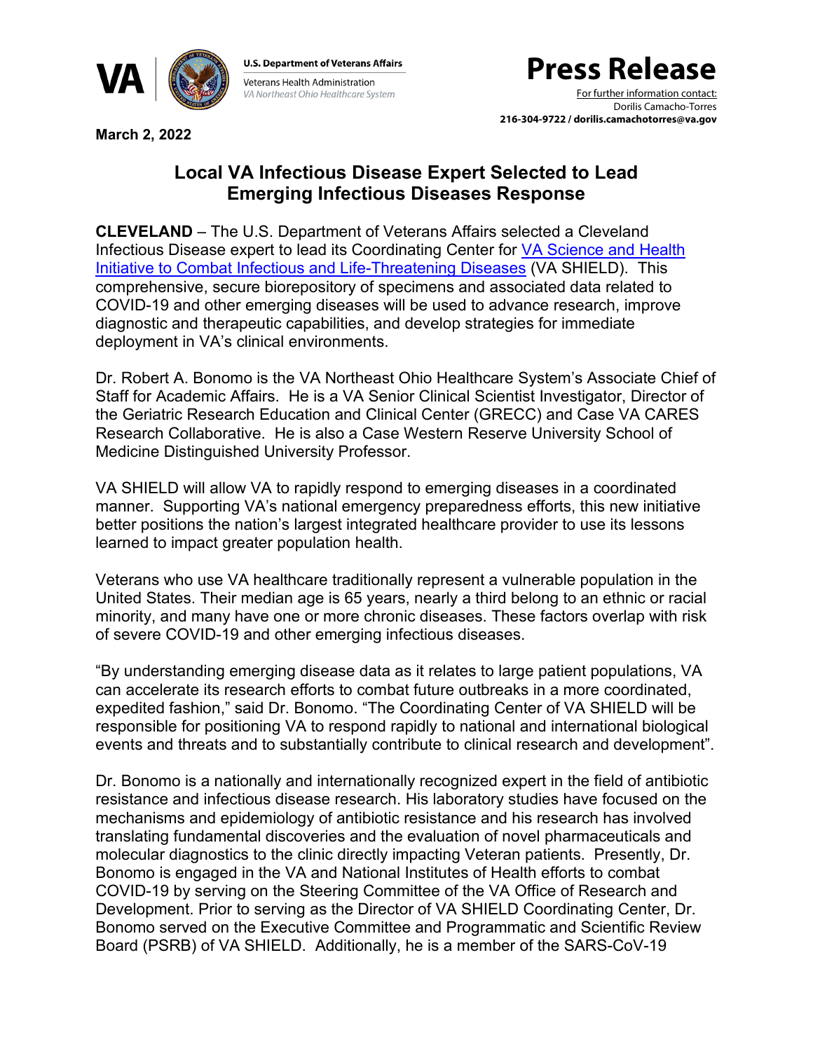U.S. Department of Veterans Affairs
Veterans Health Administration
*VA Northeast Ohio Healthcare System*

# Press Release

For further information contact:
Dorilis Camacho-Torres
**216-304-9722 / dorilis.camachotorres@va.gov**

**March 2, 2022**

## Local VA Infectious Disease Expert Selected to Lead Emerging Infectious Diseases Response

**CLEVELAND** – The U.S. Department of Veterans Affairs selected a Cleveland Infectious Disease expert to lead its Coordinating Center for VA Science and Health Initiative to Combat Infectious and Life-Threatening Diseases (VA SHIELD). This comprehensive, secure biorepository of specimens and associated data related to COVID-19 and other emerging diseases will be used to advance research, improve diagnostic and therapeutic capabilities, and develop strategies for immediate deployment in VA's clinical environments.

Dr. Robert A. Bonomo is the VA Northeast Ohio Healthcare System's Associate Chief of Staff for Academic Affairs. He is a VA Senior Clinical Scientist Investigator, Director of the Geriatric Research Education and Clinical Center (GRECC) and Case VA CARES Research Collaborative. He is also a Case Western Reserve University School of Medicine Distinguished University Professor.

VA SHIELD will allow VA to rapidly respond to emerging diseases in a coordinated manner. Supporting VA's national emergency preparedness efforts, this new initiative better positions the nation's largest integrated healthcare provider to use its lessons learned to impact greater population health.

Veterans who use VA healthcare traditionally represent a vulnerable population in the United States. Their median age is 65 years, nearly a third belong to an ethnic or racial minority, and many have one or more chronic diseases. These factors overlap with risk of severe COVID-19 and other emerging infectious diseases.

"By understanding emerging disease data as it relates to large patient populations, VA can accelerate its research efforts to combat future outbreaks in a more coordinated, expedited fashion," said Dr. Bonomo. "The Coordinating Center of VA SHIELD will be responsible for positioning VA to respond rapidly to national and international biological events and threats and to substantially contribute to clinical research and development".

Dr. Bonomo is a nationally and internationally recognized expert in the field of antibiotic resistance and infectious disease research. His laboratory studies have focused on the mechanisms and epidemiology of antibiotic resistance and his research has involved translating fundamental discoveries and the evaluation of novel pharmaceuticals and molecular diagnostics to the clinic directly impacting Veteran patients. Presently, Dr. Bonomo is engaged in the VA and National Institutes of Health efforts to combat COVID-19 by serving on the Steering Committee of the VA Office of Research and Development. Prior to serving as the Director of VA SHIELD Coordinating Center, Dr. Bonomo served on the Executive Committee and Programmatic and Scientific Review Board (PSRB) of VA SHIELD. Additionally, he is a member of the SARS-CoV-19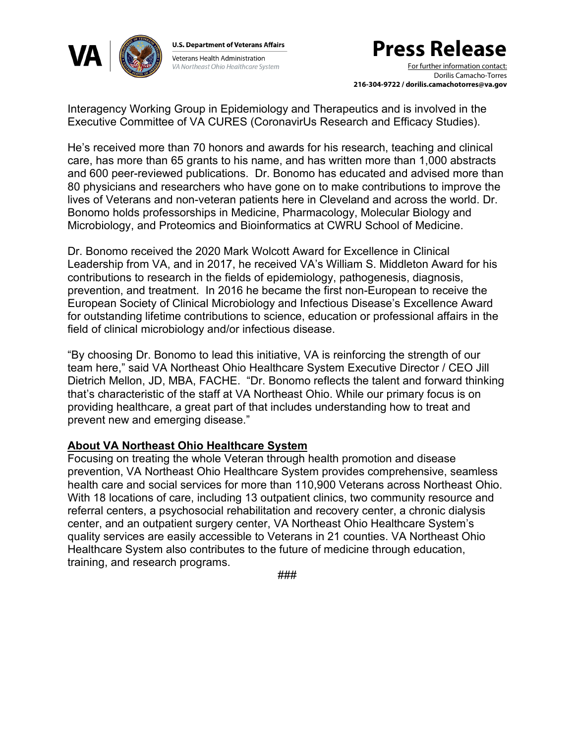Interagency Working Group in Epidemiology and Therapeutics and is involved in the Executive Committee of VA CURES (CoronavirUs Research and Efficacy Studies).

He's received more than 70 honors and awards for his research, teaching and clinical care, has more than 65 grants to his name, and has written more than 1,000 abstracts and 600 peer-reviewed publications. Dr. Bonomo has educated and advised more than 80 physicians and researchers who have gone on to make contributions to improve the lives of Veterans and non-veteran patients here in Cleveland and across the world. Dr. Bonomo holds professorships in Medicine, Pharmacology, Molecular Biology and Microbiology, and Proteomics and Bioinformatics at CWRU School of Medicine.

Dr. Bonomo received the 2020 Mark Wolcott Award for Excellence in Clinical Leadership from VA, and in 2017, he received VA's William S. Middleton Award for his contributions to research in the fields of epidemiology, pathogenesis, diagnosis, prevention, and treatment. In 2016 he became the first non-European to receive the European Society of Clinical Microbiology and Infectious Disease's Excellence Award for outstanding lifetime contributions to science, education or professional affairs in the field of clinical microbiology and/or infectious disease.

"By choosing Dr. Bonomo to lead this initiative, VA is reinforcing the strength of our team here," said VA Northeast Ohio Healthcare System Executive Director / CEO Jill Dietrich Mellon, JD, MBA, FACHE. "Dr. Bonomo reflects the talent and forward thinking that's characteristic of the staff at VA Northeast Ohio. While our primary focus is on providing healthcare, a great part of that includes understanding how to treat and prevent new and emerging disease."

**About VA Northeast Ohio Healthcare System**

Focusing on treating the whole Veteran through health promotion and disease prevention, VA Northeast Ohio Healthcare System provides comprehensive, seamless health care and social services for more than 110,900 Veterans across Northeast Ohio. With 18 locations of care, including 13 outpatient clinics, two community resource and referral centers, a psychosocial rehabilitation and recovery center, a chronic dialysis center, and an outpatient surgery center, VA Northeast Ohio Healthcare System's quality services are easily accessible to Veterans in 21 counties. VA Northeast Ohio Healthcare System also contributes to the future of medicine through education, training, and research programs.

###